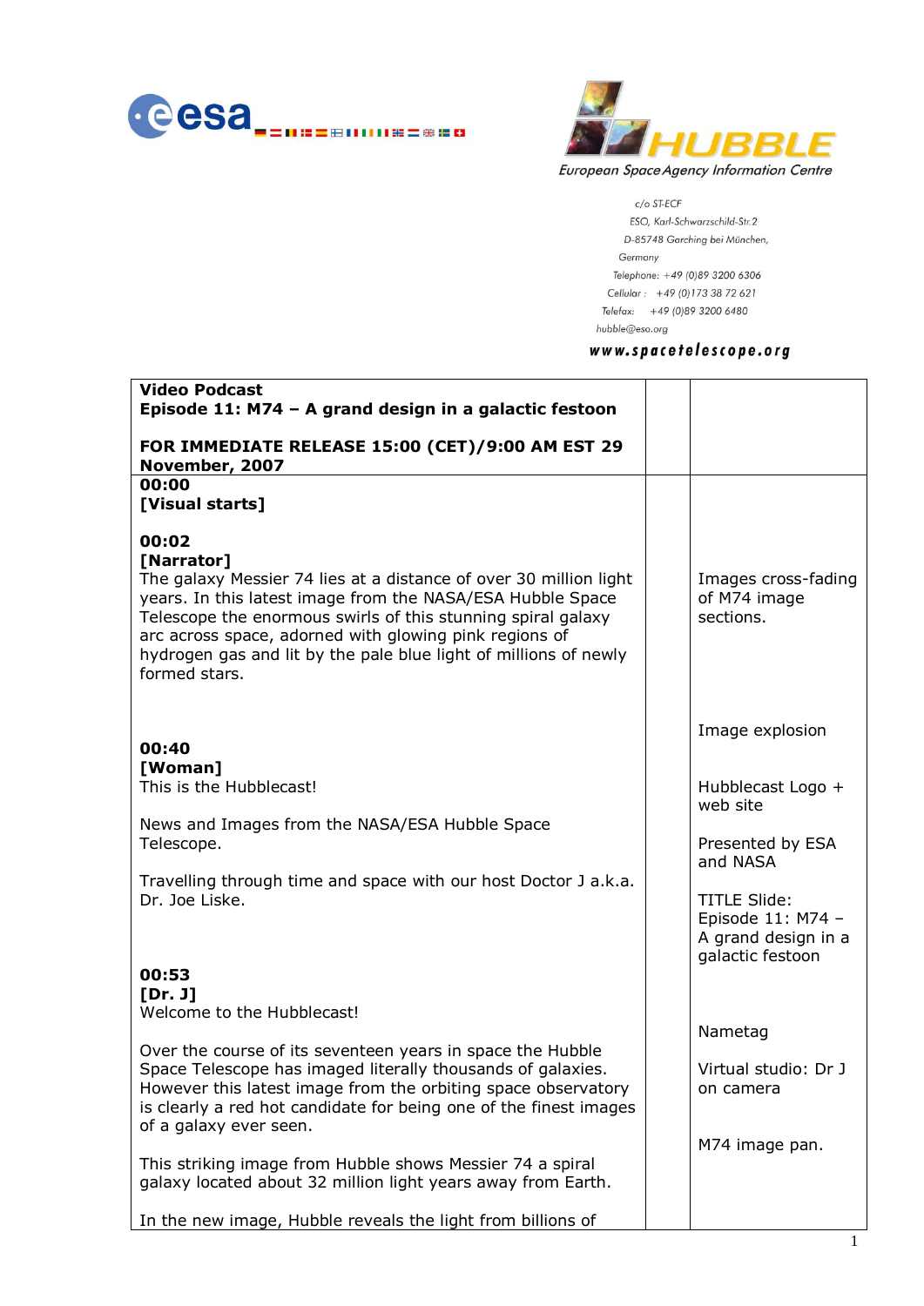European Space Agency Information Centre

c/o ST-ECF
ESO, Karl-Schwarzschild-Str.2
D-85748 Garching bei München,
Germany
Telephone: +49 (0)89 3200 6306
Cellular : +49 (0)173 38 72 621
Telefax: +49 (0)89 3200 6480
hubble@eso.org

**www.spacetelescope.org**

| **Video Podcast**<br>**Episode 11: M74 – A grand design in a galactic festoon**<br><br>**FOR IMMEDIATE RELEASE 15:00 (CET)/9:00 AM EST 29 November, 2007** | | |
|---|---|---|
| **00:00**<br>**[Visual starts]**<br><br>**00:02**<br>**[Narrator]**<br>The galaxy Messier 74 lies at a distance of over 30 million light years. In this latest image from the NASA/ESA Hubble Space Telescope the enormous swirls of this stunning spiral galaxy arc across space, adorned with glowing pink regions of hydrogen gas and lit by the pale blue light of millions of newly formed stars.<br><br>**00:40**<br>**[Woman]**<br>This is the Hubblecast!<br><br>News and Images from the NASA/ESA Hubble Space Telescope.<br><br>Travelling through time and space with our host Doctor J a.k.a. Dr. Joe Liske.<br><br>**00:53**<br>**[Dr. J]**<br>Welcome to the Hubblecast!<br><br>Over the course of its seventeen years in space the Hubble Space Telescope has imaged literally thousands of galaxies. However this latest image from the orbiting space observatory is clearly a red hot candidate for being one of the finest images of a galaxy ever seen.<br><br>This striking image from Hubble shows Messier 74 a spiral galaxy located about 32 million light years away from Earth.<br><br>In the new image, Hubble reveals the light from billions of | | Images cross-fading of M74 image sections.<br><br>Image explosion<br><br>Hubblecast Logo + web site<br><br>Presented by ESA and NASA<br><br>TITLE Slide: Episode 11: M74 – A grand design in a galactic festoon<br><br>Nametag<br><br>Virtual studio: Dr J on camera<br><br>M74 image pan. |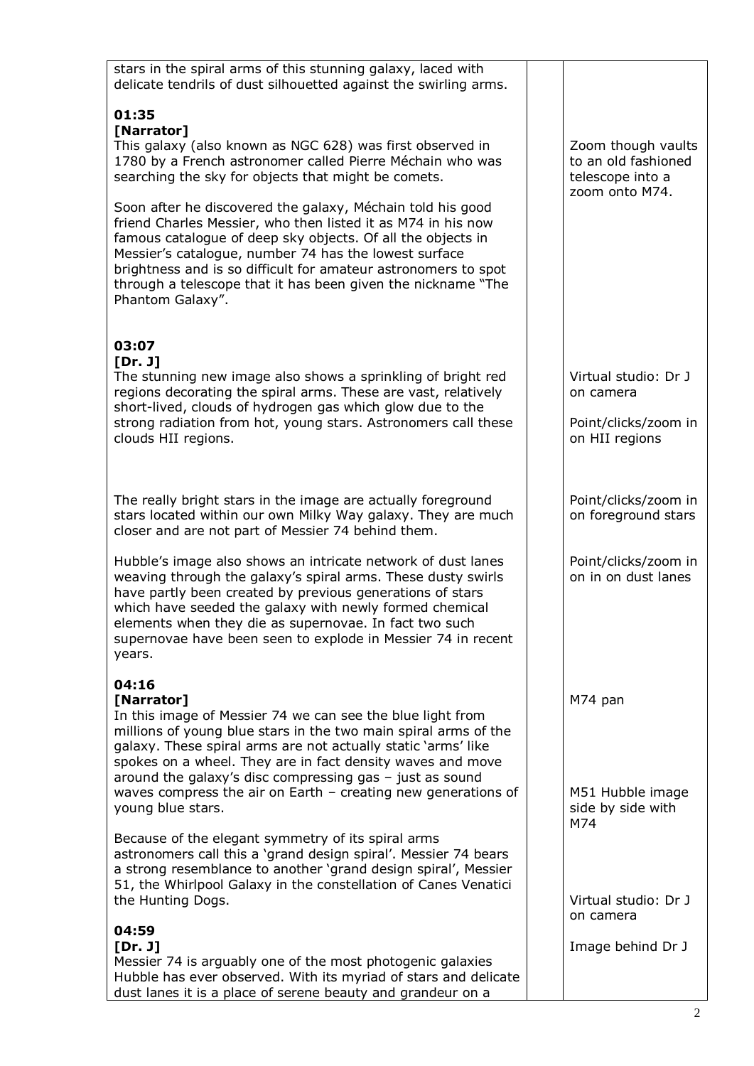| | | |
|---|---|---|
| stars in the spiral arms of this stunning galaxy, laced with delicate tendrils of dust silhouetted against the swirling arms. | | |
| **01:35**<br>**[Narrator]**<br>This galaxy (also known as NGC 628) was first observed in 1780 by a French astronomer called Pierre Méchain who was searching the sky for objects that might be comets. | | Zoom though vaults to an old fashioned telescope into a zoom onto M74. |
| Soon after he discovered the galaxy, Méchain told his good friend Charles Messier, who then listed it as M74 in his now famous catalogue of deep sky objects. Of all the objects in Messier's catalogue, number 74 has the lowest surface brightness and is so difficult for amateur astronomers to spot through a telescope that it has been given the nickname "The Phantom Galaxy". | | |
| **03:07**<br>**[Dr. J]**<br>The stunning new image also shows a sprinkling of bright red regions decorating the spiral arms. These are vast, relatively short-lived, clouds of hydrogen gas which glow due to the strong radiation from hot, young stars. Astronomers call these clouds HII regions. | | Virtual studio: Dr J on camera<br><br>Point/clicks/zoom in on HII regions |
| The really bright stars in the image are actually foreground stars located within our own Milky Way galaxy. They are much closer and are not part of Messier 74 behind them. | | Point/clicks/zoom in on foreground stars |
| Hubble's image also shows an intricate network of dust lanes weaving through the galaxy's spiral arms. These dusty swirls have partly been created by previous generations of stars which have seeded the galaxy with newly formed chemical elements when they die as supernovae. In fact two such supernovae have been seen to explode in Messier 74 in recent years. | | Point/clicks/zoom in on in on dust lanes |
| **04:16**<br>**[Narrator]**<br>In this image of Messier 74 we can see the blue light from millions of young blue stars in the two main spiral arms of the galaxy. These spiral arms are not actually static 'arms' like spokes on a wheel. They are in fact density waves and move around the galaxy's disc compressing gas – just as sound waves compress the air on Earth – creating new generations of young blue stars. | | M74 pan<br><br>M51 Hubble image side by side with M74 |
| Because of the elegant symmetry of its spiral arms astronomers call this a 'grand design spiral'. Messier 74 bears a strong resemblance to another 'grand design spiral', Messier 51, the Whirlpool Galaxy in the constellation of Canes Venatici the Hunting Dogs. | | Virtual studio: Dr J on camera |
| **04:59**<br>**[Dr. J]**<br>Messier 74 is arguably one of the most photogenic galaxies Hubble has ever observed. With its myriad of stars and delicate dust lanes it is a place of serene beauty and grandeur on a | | Image behind Dr J |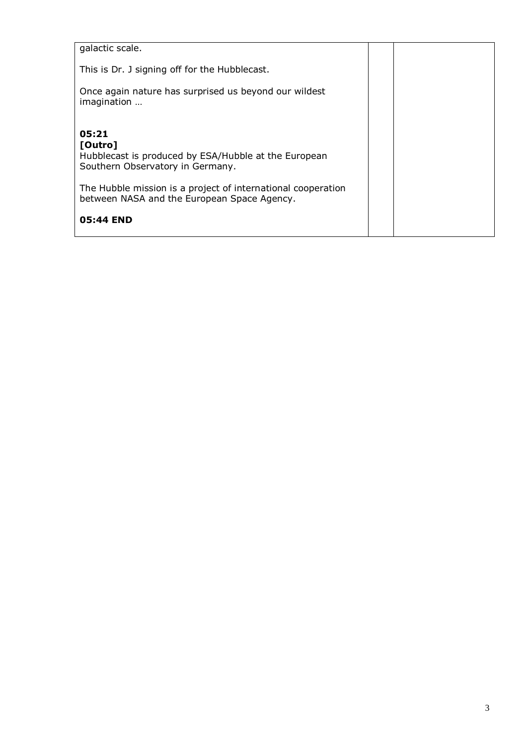| | | |
|---|---|---|
| galactic scale.<br><br>This is Dr. J signing off for the Hubblecast.<br><br>Once again nature has surprised us beyond our wildest imagination …<br><br>**05:21**<br>**[Outro]**<br>Hubblecast is produced by ESA/Hubble at the European Southern Observatory in Germany.<br><br>The Hubble mission is a project of international cooperation between NASA and the European Space Agency.<br><br>**05:44 END** | | |